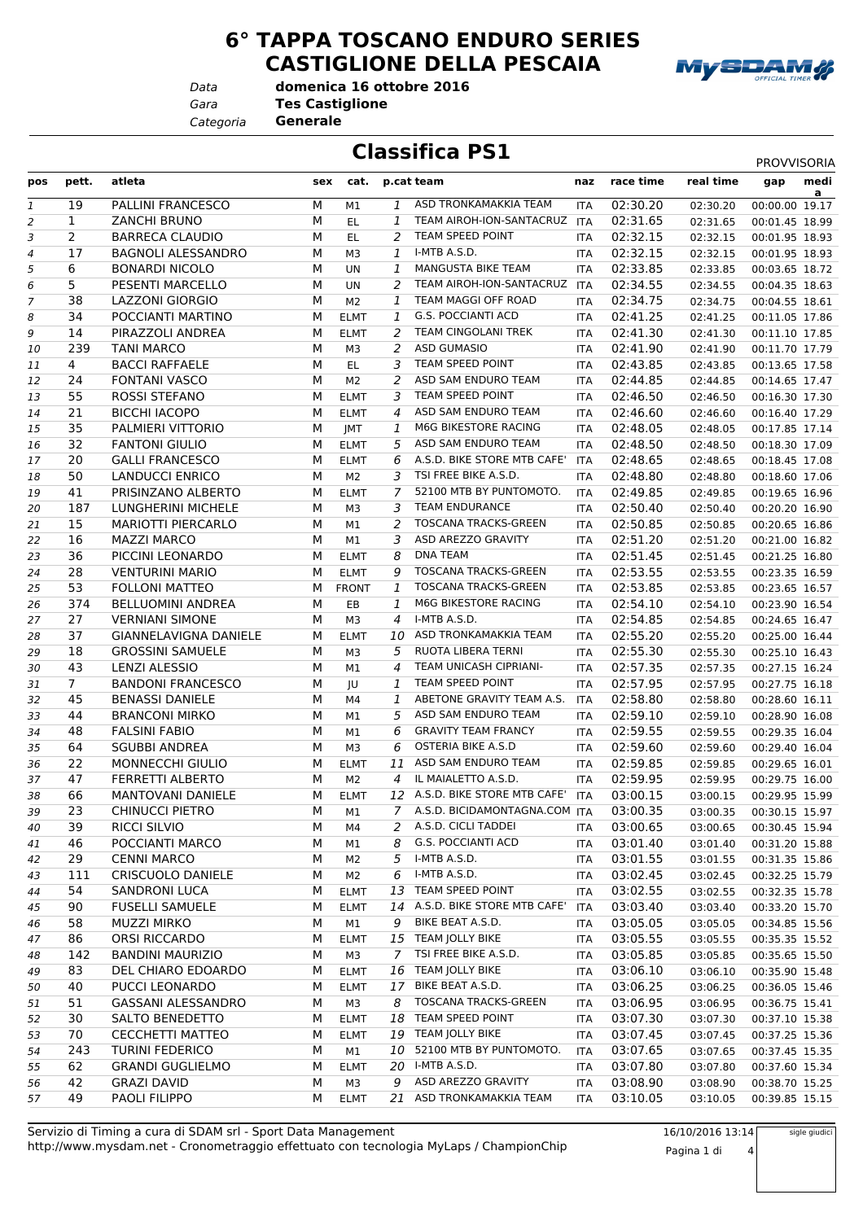# 6° TAPPA TOSCANO ENDURO SERIES
# CASTIGLIONE DELLA PESCAIA

*Data* **domenica 16 ottobre 2016**
*Gara* **Tes Castiglione**
*Categoria* **Generale**

## Classifica PS1

PROVVISORIA

| pos | pett. | atleta | sex | cat. | p.cat | team | naz | race time | real time | gap | media |
|---|---|---|---|---|---|---|---|---|---|---|---|
| 1 | 19 | PALLINI FRANCESCO | M | M1 | 1 | ASD TRONKAMAKKIA TEAM | ITA | 02:30.20 | 02:30.20 | 00:00.00 | 19.17 |
| 2 | 1 | ZANCHI BRUNO | M | EL | 1 | TEAM AIROH-ION-SANTACRUZ | ITA | 02:31.65 | 02:31.65 | 00:01.45 | 18.99 |
| 3 | 2 | BARRECA CLAUDIO | M | EL | 2 | TEAM SPEED POINT | ITA | 02:32.15 | 02:32.15 | 00:01.95 | 18.93 |
| 4 | 17 | BAGNOLI ALESSANDRO | M | M3 | 1 | I-MTB A.S.D. | ITA | 02:32.15 | 02:32.15 | 00:01.95 | 18.93 |
| 5 | 6 | BONARDI NICOLO | M | UN | 1 | MANGUSTA BIKE TEAM | ITA | 02:33.85 | 02:33.85 | 00:03.65 | 18.72 |
| 6 | 5 | PESENTI MARCELLO | M | UN | 2 | TEAM AIROH-ION-SANTACRUZ | ITA | 02:34.55 | 02:34.55 | 00:04.35 | 18.63 |
| 7 | 38 | LAZZONI GIORGIO | M | M2 | 1 | TEAM MAGGI OFF ROAD | ITA | 02:34.75 | 02:34.75 | 00:04.55 | 18.61 |
| 8 | 34 | POCCIANTI MARTINO | M | ELMT | 1 | G.S. POCCIANTI ACD | ITA | 02:41.25 | 02:41.25 | 00:11.05 | 17.86 |
| 9 | 14 | PIRAZZOLI ANDREA | M | ELMT | 2 | TEAM CINGOLANI TREK | ITA | 02:41.30 | 02:41.30 | 00:11.10 | 17.85 |
| 10 | 239 | TANI MARCO | M | M3 | 2 | ASD GUMASIO | ITA | 02:41.90 | 02:41.90 | 00:11.70 | 17.79 |
| 11 | 4 | BACCI RAFFAELE | M | EL | 3 | TEAM SPEED POINT | ITA | 02:43.85 | 02:43.85 | 00:13.65 | 17.58 |
| 12 | 24 | FONTANI VASCO | M | M2 | 2 | ASD SAM ENDURO TEAM | ITA | 02:44.85 | 02:44.85 | 00:14.65 | 17.47 |
| 13 | 55 | ROSSI STEFANO | M | ELMT | 3 | TEAM SPEED POINT | ITA | 02:46.50 | 02:46.50 | 00:16.30 | 17.30 |
| 14 | 21 | BICCHI IACOPO | M | ELMT | 4 | ASD SAM ENDURO TEAM | ITA | 02:46.60 | 02:46.60 | 00:16.40 | 17.29 |
| 15 | 35 | PALMIERI VITTORIO | M | JMT | 1 | M6G BIKESTORE RACING | ITA | 02:48.05 | 02:48.05 | 00:17.85 | 17.14 |
| 16 | 32 | FANTONI GIULIO | M | ELMT | 5 | ASD SAM ENDURO TEAM | ITA | 02:48.50 | 02:48.50 | 00:18.30 | 17.09 |
| 17 | 20 | GALLI FRANCESCO | M | ELMT | 6 | A.S.D. BIKE STORE MTB CAFE' | ITA | 02:48.65 | 02:48.65 | 00:18.45 | 17.08 |
| 18 | 50 | LANDUCCI ENRICO | M | M2 | 3 | TSI FREE BIKE A.S.D. | ITA | 02:48.80 | 02:48.80 | 00:18.60 | 17.06 |
| 19 | 41 | PRISINZANO ALBERTO | M | ELMT | 7 | 52100 MTB BY PUNTOMOTO. | ITA | 02:49.85 | 02:49.85 | 00:19.65 | 16.96 |
| 20 | 187 | LUNGHERINI MICHELE | M | M3 | 3 | TEAM ENDURANCE | ITA | 02:50.40 | 02:50.40 | 00:20.20 | 16.90 |
| 21 | 15 | MARIOTTI PIERCARLO | M | M1 | 2 | TOSCANA TRACKS-GREEN | ITA | 02:50.85 | 02:50.85 | 00:20.65 | 16.86 |
| 22 | 16 | MAZZI MARCO | M | M1 | 3 | ASD AREZZO GRAVITY | ITA | 02:51.20 | 02:51.20 | 00:21.00 | 16.82 |
| 23 | 36 | PICCINI LEONARDO | M | ELMT | 8 | DNA TEAM | ITA | 02:51.45 | 02:51.45 | 00:21.25 | 16.80 |
| 24 | 28 | VENTURINI MARIO | M | ELMT | 9 | TOSCANA TRACKS-GREEN | ITA | 02:53.55 | 02:53.55 | 00:23.35 | 16.59 |
| 25 | 53 | FOLLONI MATTEO | M | FRONT | 1 | TOSCANA TRACKS-GREEN | ITA | 02:53.85 | 02:53.85 | 00:23.65 | 16.57 |
| 26 | 374 | BELLUOMINI ANDREA | M | EB | 1 | M6G BIKESTORE RACING | ITA | 02:54.10 | 02:54.10 | 00:23.90 | 16.54 |
| 27 | 27 | VERNIANI SIMONE | M | M3 | 4 | I-MTB A.S.D. | ITA | 02:54.85 | 02:54.85 | 00:24.65 | 16.47 |
| 28 | 37 | GIANNELAVIGNA DANIELE | M | ELMT | 10 | ASD TRONKAMAKKIA TEAM | ITA | 02:55.20 | 02:55.20 | 00:25.00 | 16.44 |
| 29 | 18 | GROSSINI SAMUELE | M | M3 | 5 | RUOTA LIBERA TERNI | ITA | 02:55.30 | 02:55.30 | 00:25.10 | 16.43 |
| 30 | 43 | LENZI ALESSIO | M | M1 | 4 | TEAM UNICASH CIPRIANI- | ITA | 02:57.35 | 02:57.35 | 00:27.15 | 16.24 |
| 31 | 7 | BANDONI FRANCESCO | M | JU | 1 | TEAM SPEED POINT | ITA | 02:57.95 | 02:57.95 | 00:27.75 | 16.18 |
| 32 | 45 | BENASSI DANIELE | M | M4 | 1 | ABETONE GRAVITY TEAM A.S. | ITA | 02:58.80 | 02:58.80 | 00:28.60 | 16.11 |
| 33 | 44 | BRANCONI MIRKO | M | M1 | 5 | ASD SAM ENDURO TEAM | ITA | 02:59.10 | 02:59.10 | 00:28.90 | 16.08 |
| 34 | 48 | FALSINI FABIO | M | M1 | 6 | GRAVITY TEAM FRANCY | ITA | 02:59.55 | 02:59.55 | 00:29.35 | 16.04 |
| 35 | 64 | SGUBBI ANDREA | M | M3 | 6 | OSTERIA BIKE A.S.D | ITA | 02:59.60 | 02:59.60 | 00:29.40 | 16.04 |
| 36 | 22 | MONNECCHI GIULIO | M | ELMT | 11 | ASD SAM ENDURO TEAM | ITA | 02:59.85 | 02:59.85 | 00:29.65 | 16.01 |
| 37 | 47 | FERRETTI ALBERTO | M | M2 | 4 | IL MAIALETTO A.S.D. | ITA | 02:59.95 | 02:59.95 | 00:29.75 | 16.00 |
| 38 | 66 | MANTOVANI DANIELE | M | ELMT | 12 | A.S.D. BIKE STORE MTB CAFE' | ITA | 03:00.15 | 03:00.15 | 00:29.95 | 15.99 |
| 39 | 23 | CHINUCCI PIETRO | M | M1 | 7 | A.S.D. BICIDAMONTAGNA.COM | ITA | 03:00.35 | 03:00.35 | 00:30.15 | 15.97 |
| 40 | 39 | RICCI SILVIO | M | M4 | 2 | A.S.D. CICLI TADDEI | ITA | 03:00.65 | 03:00.65 | 00:30.45 | 15.94 |
| 41 | 46 | POCCIANTI MARCO | M | M1 | 8 | G.S. POCCIANTI ACD | ITA | 03:01.40 | 03:01.40 | 00:31.20 | 15.88 |
| 42 | 29 | CENNI MARCO | M | M2 | 5 | I-MTB A.S.D. | ITA | 03:01.55 | 03:01.55 | 00:31.35 | 15.86 |
| 43 | 111 | CRISCUOLO DANIELE | M | M2 | 6 | I-MTB A.S.D. | ITA | 03:02.45 | 03:02.45 | 00:32.25 | 15.79 |
| 44 | 54 | SANDRONI LUCA | M | ELMT | 13 | TEAM SPEED POINT | ITA | 03:02.55 | 03:02.55 | 00:32.35 | 15.78 |
| 45 | 90 | FUSELLI SAMUELE | M | ELMT | 14 | A.S.D. BIKE STORE MTB CAFE' | ITA | 03:03.40 | 03:03.40 | 00:33.20 | 15.70 |
| 46 | 58 | MUZZI MIRKO | M | M1 | 9 | BIKE BEAT A.S.D. | ITA | 03:05.05 | 03:05.05 | 00:34.85 | 15.56 |
| 47 | 86 | ORSI RICCARDO | M | ELMT | 15 | TEAM JOLLY BIKE | ITA | 03:05.55 | 03:05.55 | 00:35.35 | 15.52 |
| 48 | 142 | BANDINI MAURIZIO | M | M3 | 7 | TSI FREE BIKE A.S.D. | ITA | 03:05.85 | 03:05.85 | 00:35.65 | 15.50 |
| 49 | 83 | DEL CHIARO EDOARDO | M | ELMT | 16 | TEAM JOLLY BIKE | ITA | 03:06.10 | 03:06.10 | 00:35.90 | 15.48 |
| 50 | 40 | PUCCI LEONARDO | M | ELMT | 17 | BIKE BEAT A.S.D. | ITA | 03:06.25 | 03:06.25 | 00:36.05 | 15.46 |
| 51 | 51 | GASSANI ALESSANDRO | M | M3 | 8 | TOSCANA TRACKS-GREEN | ITA | 03:06.95 | 03:06.95 | 00:36.75 | 15.41 |
| 52 | 30 | SALTO BENEDETTO | M | ELMT | 18 | TEAM SPEED POINT | ITA | 03:07.30 | 03:07.30 | 00:37.10 | 15.38 |
| 53 | 70 | CECCHETTI MATTEO | M | ELMT | 19 | TEAM JOLLY BIKE | ITA | 03:07.45 | 03:07.45 | 00:37.25 | 15.36 |
| 54 | 243 | TURINI FEDERICO | M | M1 | 10 | 52100 MTB BY PUNTOMOTO. | ITA | 03:07.65 | 03:07.65 | 00:37.45 | 15.35 |
| 55 | 62 | GRANDI GUGLIELMO | M | ELMT | 20 | I-MTB A.S.D. | ITA | 03:07.80 | 03:07.80 | 00:37.60 | 15.34 |
| 56 | 42 | GRAZI DAVID | M | M3 | 9 | ASD AREZZO GRAVITY | ITA | 03:08.90 | 03:08.90 | 00:38.70 | 15.25 |
| 57 | 49 | PAOLI FILIPPO | M | ELMT | 21 | ASD TRONKAMAKKIA TEAM | ITA | 03:10.05 | 03:10.05 | 00:39.85 | 15.15 |

Servizio di Timing a cura di SDAM srl - Sport Data Management
http://www.mysdam.net - Cronometraggio effettuato con tecnologia MyLaps / ChampionChip

16/10/2016 13:14

sigle giudici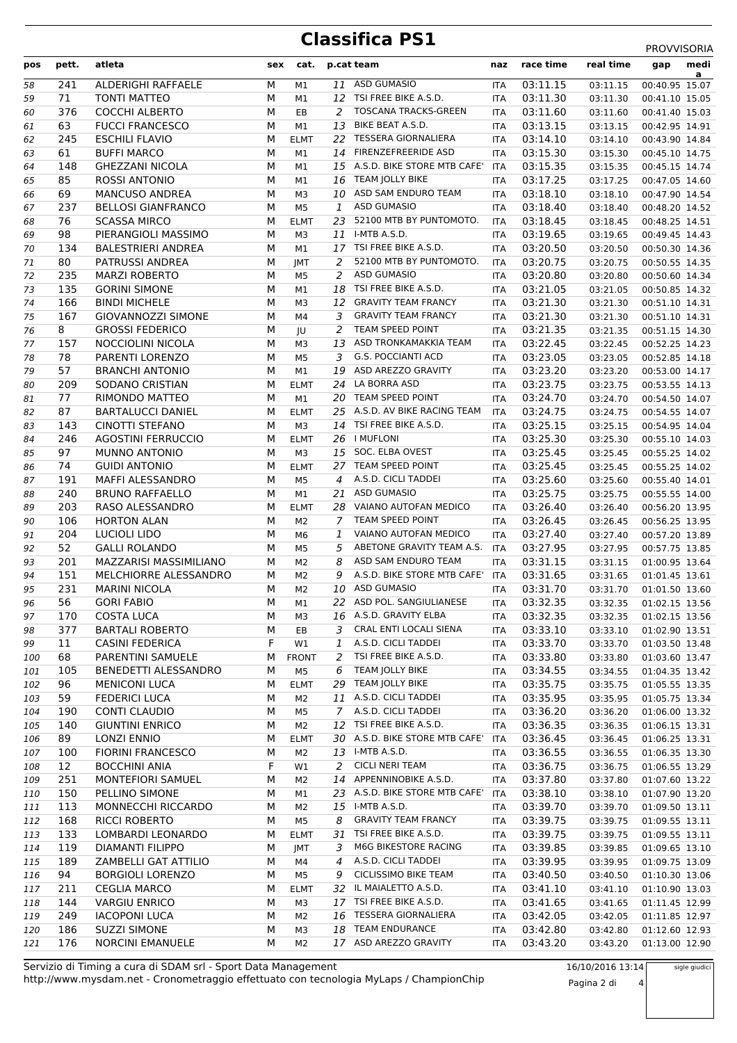# Classifica PS1

PROVVISORIA

| pos | pett. | atleta | sex | cat. | p.cat | team | naz | race time | real time | gap | media |
|---|---|---|---|---|---|---|---|---|---|---|---|
| 58 | 241 | ALDERIGHI RAFFAELE | M | M1 | 11 | ASD GUMASIO | ITA | 03:11.15 | 03:11.15 | 00:40.95 | 15.07 |
| 59 | 71 | TONTI MATTEO | M | M1 | 12 | TSI FREE BIKE A.S.D. | ITA | 03:11.30 | 03:11.30 | 00:41.10 | 15.05 |
| 60 | 376 | COCCHI ALBERTO | M | EB | 2 | TOSCANA TRACKS-GREEN | ITA | 03:11.60 | 03:11.60 | 00:41.40 | 15.03 |
| 61 | 63 | FUCCI FRANCESCO | M | M1 | 13 | BIKE BEAT A.S.D. | ITA | 03:13.15 | 03:13.15 | 00:42.95 | 14.91 |
| 62 | 245 | ESCHILI FLAVIO | M | ELMT | 22 | TESSERA GIORNALIERA | ITA | 03:14.10 | 03:14.10 | 00:43.90 | 14.84 |
| 63 | 61 | BUFFI MARCO | M | M1 | 14 | FIRENZEFREERIDE ASD | ITA | 03:15.30 | 03:15.30 | 00:45.10 | 14.75 |
| 64 | 148 | GHEZZANI NICOLA | M | M1 | 15 | A.S.D. BIKE STORE MTB CAFE' | ITA | 03:15.35 | 03:15.35 | 00:45.15 | 14.74 |
| 65 | 85 | ROSSI ANTONIO | M | M1 | 16 | TEAM JOLLY BIKE | ITA | 03:17.25 | 03:17.25 | 00:47.05 | 14.60 |
| 66 | 69 | MANCUSO ANDREA | M | M3 | 10 | ASD SAM ENDURO TEAM | ITA | 03:18.10 | 03:18.10 | 00:47.90 | 14.54 |
| 67 | 237 | BELLOSI GIANFRANCO | M | M5 | 1 | ASD GUMASIO | ITA | 03:18.40 | 03:18.40 | 00:48.20 | 14.52 |
| 68 | 76 | SCASSA MIRCO | M | ELMT | 23 | 52100 MTB BY PUNTOMOTO. | ITA | 03:18.45 | 03:18.45 | 00:48.25 | 14.51 |
| 69 | 98 | PIERANGIOLI MASSIMO | M | M3 | 11 | I-MTB A.S.D. | ITA | 03:19.65 | 03:19.65 | 00:49.45 | 14.43 |
| 70 | 134 | BALESTRIERI ANDREA | M | M1 | 17 | TSI FREE BIKE A.S.D. | ITA | 03:20.50 | 03:20.50 | 00:50.30 | 14.36 |
| 71 | 80 | PATRUSSI ANDREA | M | JMT | 2 | 52100 MTB BY PUNTOMOTO. | ITA | 03:20.75 | 03:20.75 | 00:50.55 | 14.35 |
| 72 | 235 | MARZI ROBERTO | M | M5 | 2 | ASD GUMASIO | ITA | 03:20.80 | 03:20.80 | 00:50.60 | 14.34 |
| 73 | 135 | GORINI SIMONE | M | M1 | 18 | TSI FREE BIKE A.S.D. | ITA | 03:21.05 | 03:21.05 | 00:50.85 | 14.32 |
| 74 | 166 | BINDI MICHELE | M | M3 | 12 | GRAVITY TEAM FRANCY | ITA | 03:21.30 | 03:21.30 | 00:51.10 | 14.31 |
| 75 | 167 | GIOVANNOZZI SIMONE | M | M4 | 3 | GRAVITY TEAM FRANCY | ITA | 03:21.30 | 03:21.30 | 00:51.10 | 14.31 |
| 76 | 8 | GROSSI FEDERICO | M | JU | 2 | TEAM SPEED POINT | ITA | 03:21.35 | 03:21.35 | 00:51.15 | 14.30 |
| 77 | 157 | NOCCIOLINI NICOLA | M | M3 | 13 | ASD TRONKAMAKKIA TEAM | ITA | 03:22.45 | 03:22.45 | 00:52.25 | 14.23 |
| 78 | 78 | PARENTI LORENZO | M | M5 | 3 | G.S. POCCIANTI ACD | ITA | 03:23.05 | 03:23.05 | 00:52.85 | 14.18 |
| 79 | 57 | BRANCHI ANTONIO | M | M1 | 19 | ASD AREZZO GRAVITY | ITA | 03:23.20 | 03:23.20 | 00:53.00 | 14.17 |
| 80 | 209 | SODANO CRISTIAN | M | ELMT | 24 | LA BORRA ASD | ITA | 03:23.75 | 03:23.75 | 00:53.55 | 14.13 |
| 81 | 77 | RIMONDO MATTEO | M | M1 | 20 | TEAM SPEED POINT | ITA | 03:24.70 | 03:24.70 | 00:54.50 | 14.07 |
| 82 | 87 | BARTALUCCI DANIEL | M | ELMT | 25 | A.S.D. AV BIKE RACING TEAM | ITA | 03:24.75 | 03:24.75 | 00:54.55 | 14.07 |
| 83 | 143 | CINOTTI STEFANO | M | M3 | 14 | TSI FREE BIKE A.S.D. | ITA | 03:25.15 | 03:25.15 | 00:54.95 | 14.04 |
| 84 | 246 | AGOSTINI FERRUCCIO | M | ELMT | 26 | I MUFLONI | ITA | 03:25.30 | 03:25.30 | 00:55.10 | 14.03 |
| 85 | 97 | MUNNO ANTONIO | M | M3 | 15 | SOC. ELBA OVEST | ITA | 03:25.45 | 03:25.45 | 00:55.25 | 14.02 |
| 86 | 74 | GUIDI ANTONIO | M | ELMT | 27 | TEAM SPEED POINT | ITA | 03:25.45 | 03:25.45 | 00:55.25 | 14.02 |
| 87 | 191 | MAFFI ALESSANDRO | M | M5 | 4 | A.S.D. CICLI TADDEI | ITA | 03:25.60 | 03:25.60 | 00:55.40 | 14.01 |
| 88 | 240 | BRUNO RAFFAELLO | M | M1 | 21 | ASD GUMASIO | ITA | 03:25.75 | 03:25.75 | 00:55.55 | 14.00 |
| 89 | 203 | RASO ALESSANDRO | M | ELMT | 28 | VAIANO AUTOFAN MEDICO | ITA | 03:26.40 | 03:26.40 | 00:56.20 | 13.95 |
| 90 | 106 | HORTON ALAN | M | M2 | 7 | TEAM SPEED POINT | ITA | 03:26.45 | 03:26.45 | 00:56.25 | 13.95 |
| 91 | 204 | LUCIOLI LIDO | M | M6 | 1 | VAIANO AUTOFAN MEDICO | ITA | 03:27.40 | 03:27.40 | 00:57.20 | 13.89 |
| 92 | 52 | GALLI ROLANDO | M | M5 | 5 | ABETONE GRAVITY TEAM A.S. | ITA | 03:27.95 | 03:27.95 | 00:57.75 | 13.85 |
| 93 | 201 | MAZZARISI MASSIMILIANO | M | M2 | 8 | ASD SAM ENDURO TEAM | ITA | 03:31.15 | 03:31.15 | 01:00.95 | 13.64 |
| 94 | 151 | MELCHIORRE ALESSANDRO | M | M2 | 9 | A.S.D. BIKE STORE MTB CAFE' | ITA | 03:31.65 | 03:31.65 | 01:01.45 | 13.61 |
| 95 | 231 | MARINI NICOLA | M | M2 | 10 | ASD GUMASIO | ITA | 03:31.70 | 03:31.70 | 01:01.50 | 13.60 |
| 96 | 56 | GORI FABIO | M | M1 | 22 | ASD POL. SANGIULIANESE | ITA | 03:32.35 | 03:32.35 | 01:02.15 | 13.56 |
| 97 | 170 | COSTA LUCA | M | M3 | 16 | A.S.D. GRAVITY ELBA | ITA | 03:32.35 | 03:32.35 | 01:02.15 | 13.56 |
| 98 | 377 | BARTALI ROBERTO | M | EB | 3 | CRAL ENTI LOCALI SIENA | ITA | 03:33.10 | 03:33.10 | 01:02.90 | 13.51 |
| 99 | 11 | CASINI FEDERICA | F | W1 | 1 | A.S.D. CICLI TADDEI | ITA | 03:33.70 | 03:33.70 | 01:03.50 | 13.48 |
| 100 | 68 | PARENTINI SAMUELE | M | FRONT | 2 | TSI FREE BIKE A.S.D. | ITA | 03:33.80 | 03:33.80 | 01:03.60 | 13.47 |
| 101 | 105 | BENEDETTI ALESSANDRO | M | M5 | 6 | TEAM JOLLY BIKE | ITA | 03:34.55 | 03:34.55 | 01:04.35 | 13.42 |
| 102 | 96 | MENICONI LUCA | M | ELMT | 29 | TEAM JOLLY BIKE | ITA | 03:35.75 | 03:35.75 | 01:05.55 | 13.35 |
| 103 | 59 | FEDERICI LUCA | M | M2 | 11 | A.S.D. CICLI TADDEI | ITA | 03:35.95 | 03:35.95 | 01:05.75 | 13.34 |
| 104 | 190 | CONTI CLAUDIO | M | M5 | 7 | A.S.D. CICLI TADDEI | ITA | 03:36.20 | 03:36.20 | 01:06.00 | 13.32 |
| 105 | 140 | GIUNTINI ENRICO | M | M2 | 12 | TSI FREE BIKE A.S.D. | ITA | 03:36.35 | 03:36.35 | 01:06.15 | 13.31 |
| 106 | 89 | LONZI ENNIO | M | ELMT | 30 | A.S.D. BIKE STORE MTB CAFE' | ITA | 03:36.45 | 03:36.45 | 01:06.25 | 13.31 |
| 107 | 100 | FIORINI FRANCESCO | M | M2 | 13 | I-MTB A.S.D. | ITA | 03:36.55 | 03:36.55 | 01:06.35 | 13.30 |
| 108 | 12 | BOCCHINI ANIA | F | W1 | 2 | CICLI NERI TEAM | ITA | 03:36.75 | 03:36.75 | 01:06.55 | 13.29 |
| 109 | 251 | MONTEFIORI SAMUEL | M | M2 | 14 | APPENNINOBIKE A.S.D. | ITA | 03:37.80 | 03:37.80 | 01:07.60 | 13.22 |
| 110 | 150 | PELLINO SIMONE | M | M1 | 23 | A.S.D. BIKE STORE MTB CAFE' | ITA | 03:38.10 | 03:38.10 | 01:07.90 | 13.20 |
| 111 | 113 | MONNECCHI RICCARDO | M | M2 | 15 | I-MTB A.S.D. | ITA | 03:39.70 | 03:39.70 | 01:09.50 | 13.11 |
| 112 | 168 | RICCI ROBERTO | M | M5 | 8 | GRAVITY TEAM FRANCY | ITA | 03:39.75 | 03:39.75 | 01:09.55 | 13.11 |
| 113 | 133 | LOMBARDI LEONARDO | M | ELMT | 31 | TSI FREE BIKE A.S.D. | ITA | 03:39.75 | 03:39.75 | 01:09.55 | 13.11 |
| 114 | 119 | DIAMANTI FILIPPO | M | JMT | 3 | M6G BIKESTORE RACING | ITA | 03:39.85 | 03:39.85 | 01:09.65 | 13.10 |
| 115 | 189 | ZAMBELLI GAT ATTILIO | M | M4 | 4 | A.S.D. CICLI TADDEI | ITA | 03:39.95 | 03:39.95 | 01:09.75 | 13.09 |
| 116 | 94 | BORGIOLI LORENZO | M | M5 | 9 | CICLISSIMO BIKE TEAM | ITA | 03:40.50 | 03:40.50 | 01:10.30 | 13.06 |
| 117 | 211 | CEGLIA MARCO | M | ELMT | 32 | IL MAIALETTO A.S.D. | ITA | 03:41.10 | 03:41.10 | 01:10.90 | 13.03 |
| 118 | 144 | VARGIU ENRICO | M | M3 | 17 | TSI FREE BIKE A.S.D. | ITA | 03:41.65 | 03:41.65 | 01:11.45 | 12.99 |
| 119 | 249 | IACOPONI LUCA | M | M2 | 16 | TESSERA GIORNALIERA | ITA | 03:42.05 | 03:42.05 | 01:11.85 | 12.97 |
| 120 | 186 | SUZZI SIMONE | M | M3 | 18 | TEAM ENDURANCE | ITA | 03:42.80 | 03:42.80 | 01:12.60 | 12.93 |
| 121 | 176 | NORCINI EMANUELE | M | M2 | 17 | ASD AREZZO GRAVITY | ITA | 03:43.20 | 03:43.20 | 01:13.00 | 12.90 |

Servizio di Timing a cura di SDAM srl - Sport Data Management
http://www.mysdam.net - Cronometraggio effettuato con tecnologia MyLaps / ChampionChip

16/10/2016 13:14

sigle giudici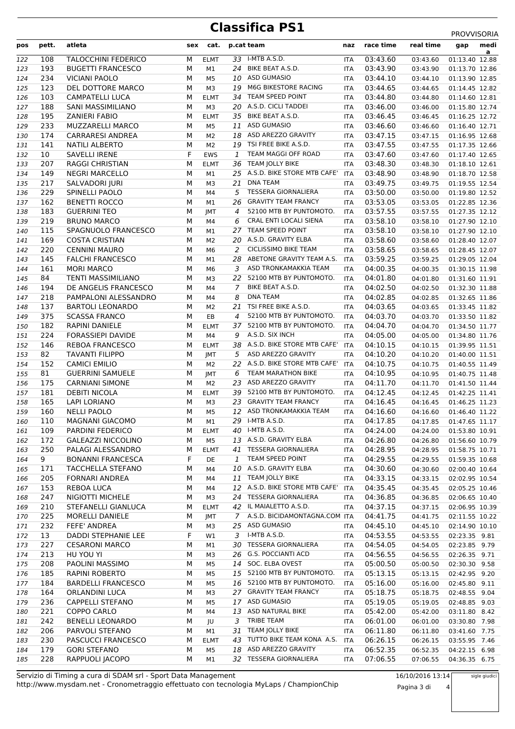# Classifica PS1

PROVVISORIA

| pos | pett. | atleta | sex | cat. | p.cat | team | naz | race time | real time | gap | media |
|---|---|---|---|---|---|---|---|---|---|---|---|
| 122 | 108 | TALOCCHINI FEDERICO | M | ELMT | 33 | I-MTB A.S.D. | ITA | 03:43.60 | 03:43.60 | 01:13.40 | 12.88 |
| 123 | 193 | BUGETTI FRANCESCO | M | M1 | 24 | BIKE BEAT A.S.D. | ITA | 03:43.90 | 03:43.90 | 01:13.70 | 12.86 |
| 124 | 234 | VICIANI PAOLO | M | M5 | 10 | ASD GUMASIO | ITA | 03:44.10 | 03:44.10 | 01:13.90 | 12.85 |
| 125 | 123 | DEL DOTTORE MARCO | M | M3 | 19 | M6G BIKESTORE RACING | ITA | 03:44.65 | 03:44.65 | 01:14.45 | 12.82 |
| 126 | 103 | CAMPATELLI LUCA | M | ELMT | 34 | TEAM SPEED POINT | ITA | 03:44.80 | 03:44.80 | 01:14.60 | 12.81 |
| 127 | 188 | SANI MASSIMILIANO | M | M3 | 20 | A.S.D. CICLI TADDEI | ITA | 03:46.00 | 03:46.00 | 01:15.80 | 12.74 |
| 128 | 195 | ZANIERI FABIO | M | ELMT | 35 | BIKE BEAT A.S.D. | ITA | 03:46.45 | 03:46.45 | 01:16.25 | 12.72 |
| 129 | 233 | MUZZARELLI MARCO | M | M5 | 11 | ASD GUMASIO | ITA | 03:46.60 | 03:46.60 | 01:16.40 | 12.71 |
| 130 | 174 | CARRARESI ANDREA | M | M2 | 18 | ASD AREZZO GRAVITY | ITA | 03:47.15 | 03:47.15 | 01:16.95 | 12.68 |
| 131 | 141 | NATILI ALBERTO | M | M2 | 19 | TSI FREE BIKE A.S.D. | ITA | 03:47.55 | 03:47.55 | 01:17.35 | 12.66 |
| 132 | 10 | SAVELLI IRENE | F | EWS | 1 | TEAM MAGGI OFF ROAD | ITA | 03:47.60 | 03:47.60 | 01:17.40 | 12.65 |
| 133 | 207 | RAGGI CHRISTIAN | M | ELMT | 36 | TEAM JOLLY BIKE | ITA | 03:48.30 | 03:48.30 | 01:18.10 | 12.61 |
| 134 | 149 | NEGRI MARCELLO | M | M1 | 25 | A.S.D. BIKE STORE MTB CAFE' | ITA | 03:48.90 | 03:48.90 | 01:18.70 | 12.58 |
| 135 | 217 | SALVADORI JURI | M | M3 | 21 | DNA TEAM | ITA | 03:49.75 | 03:49.75 | 01:19.55 | 12.54 |
| 136 | 229 | SPINELLI PAOLO | M | M4 | 5 | TESSERA GIORNALIERA | ITA | 03:50.00 | 03:50.00 | 01:19.80 | 12.52 |
| 137 | 162 | BENETTI ROCCO | M | M1 | 26 | GRAVITY TEAM FRANCY | ITA | 03:53.05 | 03:53.05 | 01:22.85 | 12.36 |
| 138 | 183 | GUERRINI TEO | M | JMT | 4 | 52100 MTB BY PUNTOMOTO. | ITA | 03:57.55 | 03:57.55 | 01:27.35 | 12.12 |
| 139 | 219 | BRUNO MARCO | M | M4 | 6 | CRAL ENTI LOCALI SIENA | ITA | 03:58.10 | 03:58.10 | 01:27.90 | 12.10 |
| 140 | 115 | SPAGNUOLO FRANCESCO | M | M1 | 27 | TEAM SPEED POINT | ITA | 03:58.10 | 03:58.10 | 01:27.90 | 12.10 |
| 141 | 169 | COSTA CRISTIAN | M | M2 | 20 | A.S.D. GRAVITY ELBA | ITA | 03:58.60 | 03:58.60 | 01:28.40 | 12.07 |
| 142 | 220 | CENNINI MAURO | M | M6 | 2 | CICLISSIMO BIKE TEAM | ITA | 03:58.65 | 03:58.65 | 01:28.45 | 12.07 |
| 143 | 145 | FALCHI FRANCESCO | M | M1 | 28 | ABETONE GRAVITY TEAM A.S. | ITA | 03:59.25 | 03:59.25 | 01:29.05 | 12.04 |
| 144 | 161 | MORI MARCO | M | M6 | 3 | ASD TRONKAMAKKIA TEAM | ITA | 04:00.35 | 04:00.35 | 01:30.15 | 11.98 |
| 145 | 84 | TENTI MASSIMILIANO | M | M3 | 22 | 52100 MTB BY PUNTOMOTO. | ITA | 04:01.80 | 04:01.80 | 01:31.60 | 11.91 |
| 146 | 194 | DE ANGELIS FRANCESCO | M | M4 | 7 | BIKE BEAT A.S.D. | ITA | 04:02.50 | 04:02.50 | 01:32.30 | 11.88 |
| 147 | 218 | PAMPALONI ALESSANDRO | M | M4 | 8 | DNA TEAM | ITA | 04:02.85 | 04:02.85 | 01:32.65 | 11.86 |
| 148 | 137 | BARTOLI LEONARDO | M | M2 | 21 | TSI FREE BIKE A.S.D. | ITA | 04:03.65 | 04:03.65 | 01:33.45 | 11.82 |
| 149 | 375 | SCASSA FRANCO | M | EB | 4 | 52100 MTB BY PUNTOMOTO. | ITA | 04:03.70 | 04:03.70 | 01:33.50 | 11.82 |
| 150 | 182 | RAPINI DANIELE | M | ELMT | 37 | 52100 MTB BY PUNTOMOTO. | ITA | 04:04.70 | 04:04.70 | 01:34.50 | 11.77 |
| 151 | 224 | FORASSIEPI DAVIDE | M | M4 | 9 | A.S.D. SIX INCH | ITA | 04:05.00 | 04:05.00 | 01:34.80 | 11.76 |
| 152 | 146 | REBOA FRANCESCO | M | ELMT | 38 | A.S.D. BIKE STORE MTB CAFE' | ITA | 04:10.15 | 04:10.15 | 01:39.95 | 11.51 |
| 153 | 82 | TAVANTI FILIPPO | M | JMT | 5 | ASD AREZZO GRAVITY | ITA | 04:10.20 | 04:10.20 | 01:40.00 | 11.51 |
| 154 | 152 | CAMICI EMILIO | M | M2 | 22 | A.S.D. BIKE STORE MTB CAFE' | ITA | 04:10.75 | 04:10.75 | 01:40.55 | 11.49 |
| 155 | 81 | GUERRINI SAMUELE | M | JMT | 6 | TEAM MARATHON BIKE | ITA | 04:10.95 | 04:10.95 | 01:40.75 | 11.48 |
| 156 | 175 | CARNIANI SIMONE | M | M2 | 23 | ASD AREZZO GRAVITY | ITA | 04:11.70 | 04:11.70 | 01:41.50 | 11.44 |
| 157 | 181 | DEBITI NICOLA | M | ELMT | 39 | 52100 MTB BY PUNTOMOTO. | ITA | 04:12.45 | 04:12.45 | 01:42.25 | 11.41 |
| 158 | 165 | LAPI LORIANO | M | M3 | 23 | GRAVITY TEAM FRANCY | ITA | 04:16.45 | 04:16.45 | 01:46.25 | 11.23 |
| 159 | 160 | NELLI PAOLO | M | M5 | 12 | ASD TRONKAMAKKIA TEAM | ITA | 04:16.60 | 04:16.60 | 01:46.40 | 11.22 |
| 160 | 110 | MAGNANI GIACOMO | M | M1 | 29 | I-MTB A.S.D. | ITA | 04:17.85 | 04:17.85 | 01:47.65 | 11.17 |
| 161 | 109 | PARDINI FEDERICO | M | ELMT | 40 | I-MTB A.S.D. | ITA | 04:24.00 | 04:24.00 | 01:53.80 | 10.91 |
| 162 | 172 | GALEAZZI NICCOLINO | M | M5 | 13 | A.S.D. GRAVITY ELBA | ITA | 04:26.80 | 04:26.80 | 01:56.60 | 10.79 |
| 163 | 250 | PALAGI ALESSANDRO | M | ELMT | 41 | TESSERA GIORNALIERA | ITA | 04:28.95 | 04:28.95 | 01:58.75 | 10.71 |
| 164 | 9 | BONANNI FRANCESCA | F | DE | 1 | TEAM SPEED POINT | ITA | 04:29.55 | 04:29.55 | 01:59.35 | 10.68 |
| 165 | 171 | TACCHELLA STEFANO | M | M4 | 10 | A.S.D. GRAVITY ELBA | ITA | 04:30.60 | 04:30.60 | 02:00.40 | 10.64 |
| 166 | 205 | FORNARI ANDREA | M | M4 | 11 | TEAM JOLLY BIKE | ITA | 04:33.15 | 04:33.15 | 02:02.95 | 10.54 |
| 167 | 153 | REBOA LUCA | M | M4 | 12 | A.S.D. BIKE STORE MTB CAFE' | ITA | 04:35.45 | 04:35.45 | 02:05.25 | 10.46 |
| 168 | 247 | NIGIOTTI MICHELE | M | M3 | 24 | TESSERA GIORNALIERA | ITA | 04:36.85 | 04:36.85 | 02:06.65 | 10.40 |
| 169 | 210 | STEFANELLI GIANLUCA | M | ELMT | 42 | IL MAIALETTO A.S.D. | ITA | 04:37.15 | 04:37.15 | 02:06.95 | 10.39 |
| 170 | 225 | MORELLI DANIELE | M | JMT | 7 | A.S.D. BICIDAMONTAGNA.COM | ITA | 04:41.75 | 04:41.75 | 02:11.55 | 10.22 |
| 171 | 232 | FEFE' ANDREA | M | M3 | 25 | ASD GUMASIO | ITA | 04:45.10 | 04:45.10 | 02:14.90 | 10.10 |
| 172 | 13 | DADDI STEPHANIE LEE | F | W1 | 3 | I-MTB A.S.D. | ITA | 04:53.55 | 04:53.55 | 02:23.35 | 9.81 |
| 173 | 227 | CESARONI MARCO | M | M1 | 30 | TESSERA GIORNALIERA | ITA | 04:54.05 | 04:54.05 | 02:23.85 | 9.79 |
| 174 | 213 | HU YOU YI | M | M3 | 26 | G.S. POCCIANTI ACD | ITA | 04:56.55 | 04:56.55 | 02:26.35 | 9.71 |
| 175 | 208 | PAOLINI MASSIMO | M | M5 | 14 | SOC. ELBA OVEST | ITA | 05:00.50 | 05:00.50 | 02:30.30 | 9.58 |
| 176 | 185 | RAPINI ROBERTO | M | M5 | 15 | 52100 MTB BY PUNTOMOTO. | ITA | 05:13.15 | 05:13.15 | 02:42.95 | 9.20 |
| 177 | 184 | BARDELLI FRANCESCO | M | M5 | 16 | 52100 MTB BY PUNTOMOTO. | ITA | 05:16.00 | 05:16.00 | 02:45.80 | 9.11 |
| 178 | 164 | ORLANDINI LUCA | M | M3 | 27 | GRAVITY TEAM FRANCY | ITA | 05:18.75 | 05:18.75 | 02:48.55 | 9.04 |
| 179 | 236 | CAPPELLI STEFANO | M | M5 | 17 | ASD GUMASIO | ITA | 05:19.05 | 05:19.05 | 02:48.85 | 9.03 |
| 180 | 221 | COPPO CARLO | M | M4 | 13 | ASD NATURAL BIKE | ITA | 05:42.00 | 05:42.00 | 03:11.80 | 8.42 |
| 181 | 242 | BENELLI LEONARDO | M | JU | 3 | TRIBE TEAM | ITA | 06:01.00 | 06:01.00 | 03:30.80 | 7.98 |
| 182 | 206 | PARVOLI STEFANO | M | M1 | 31 | TEAM JOLLY BIKE | ITA | 06:11.80 | 06:11.80 | 03:41.60 | 7.75 |
| 183 | 230 | PASCUCCI FRANCESCO | M | ELMT | 43 | TUTTO BIKE TEAM KONA A.S. | ITA | 06:26.15 | 06:26.15 | 03:55.95 | 7.46 |
| 184 | 179 | GORI STEFANO | M | M5 | 18 | ASD AREZZO GRAVITY | ITA | 06:52.35 | 06:52.35 | 04:22.15 | 6.98 |
| 185 | 228 | RAPPUOLI JACOPO | M | M1 | 32 | TESSERA GIORNALIERA | ITA | 07:06.55 | 07:06.55 | 04:36.35 | 6.75 |

Servizio di Timing a cura di SDAM srl - Sport Data Management
http://www.mysdam.net - Cronometraggio effettuato con tecnologia MyLaps / ChampionChip

16/10/2016 13:14

sigle giudici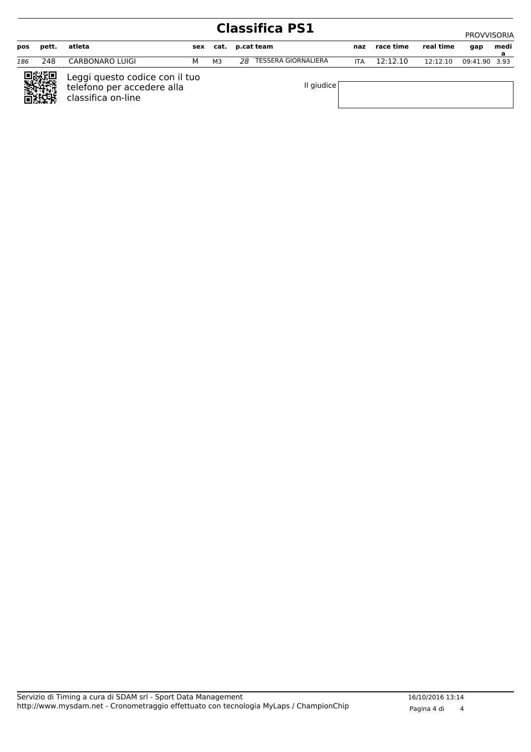# Classifica PS1

PROVVISORIA

| pos | pett. | atleta | sex | cat. | p.cat | team | naz | race time | real time | gap | media |
|---|---|---|---|---|---|---|---|---|---|---|---|
| 186 | 248 | CARBONARO LUIGI | M | M3 | 28 | TESSERA GIORNALIERA | ITA | 12:12.10 | 12:12.10 | 09:41.90 | 3.93 |

Leggi questo codice con il tuo telefono per accedere alla classifica on-line

Il giudice

Servizio di Timing a cura di SDAM srl - Sport Data Management
http://www.mysdam.net - Cronometraggio effettuato con tecnologia MyLaps / ChampionChip

16/10/2016 13:14